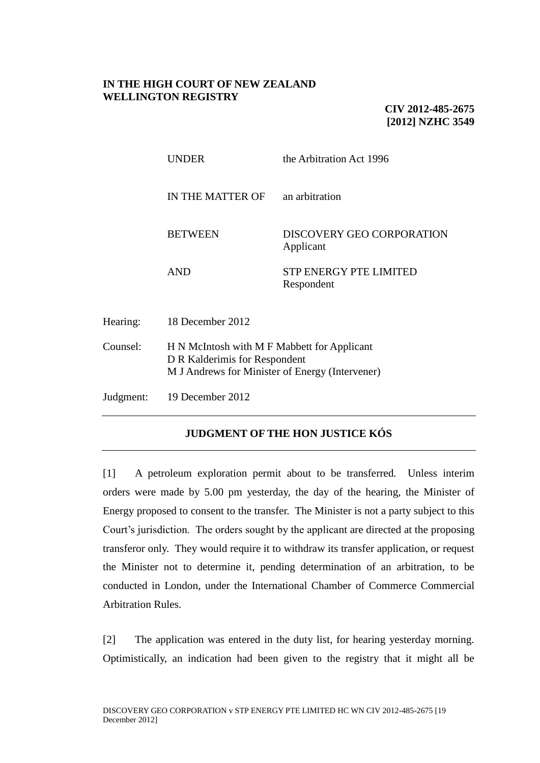**IN THE HIGH COURT OF NEW ZEALAND**
**WELLINGTON REGISTRY**

**CIV 2012-485-2675**
**[2012] NZHC 3549**

| | |
|---|---|
| UNDER | the Arbitration Act 1996 |
| IN THE MATTER OF | an arbitration |
| BETWEEN | DISCOVERY GEO CORPORATION<br>Applicant |
| AND | STP ENERGY PTE LIMITED<br>Respondent |

Hearing: 18 December 2012

Counsel: H N McIntosh with M F Mabbett for Applicant
D R Kalderimis for Respondent
M J Andrews for Minister of Energy (Intervener)

Judgment: 19 December 2012

---

## JUDGMENT OF THE HON JUSTICE KÓS

---

[1] A petroleum exploration permit about to be transferred. Unless interim orders were made by 5.00 pm yesterday, the day of the hearing, the Minister of Energy proposed to consent to the transfer. The Minister is not a party subject to this Court's jurisdiction. The orders sought by the applicant are directed at the proposing transferor only. They would require it to withdraw its transfer application, or request the Minister not to determine it, pending determination of an arbitration, to be conducted in London, under the International Chamber of Commerce Commercial Arbitration Rules.

[2] The application was entered in the duty list, for hearing yesterday morning. Optimistically, an indication had been given to the registry that it might all be

DISCOVERY GEO CORPORATION v STP ENERGY PTE LIMITED HC WN CIV 2012-485-2675 [19 December 2012]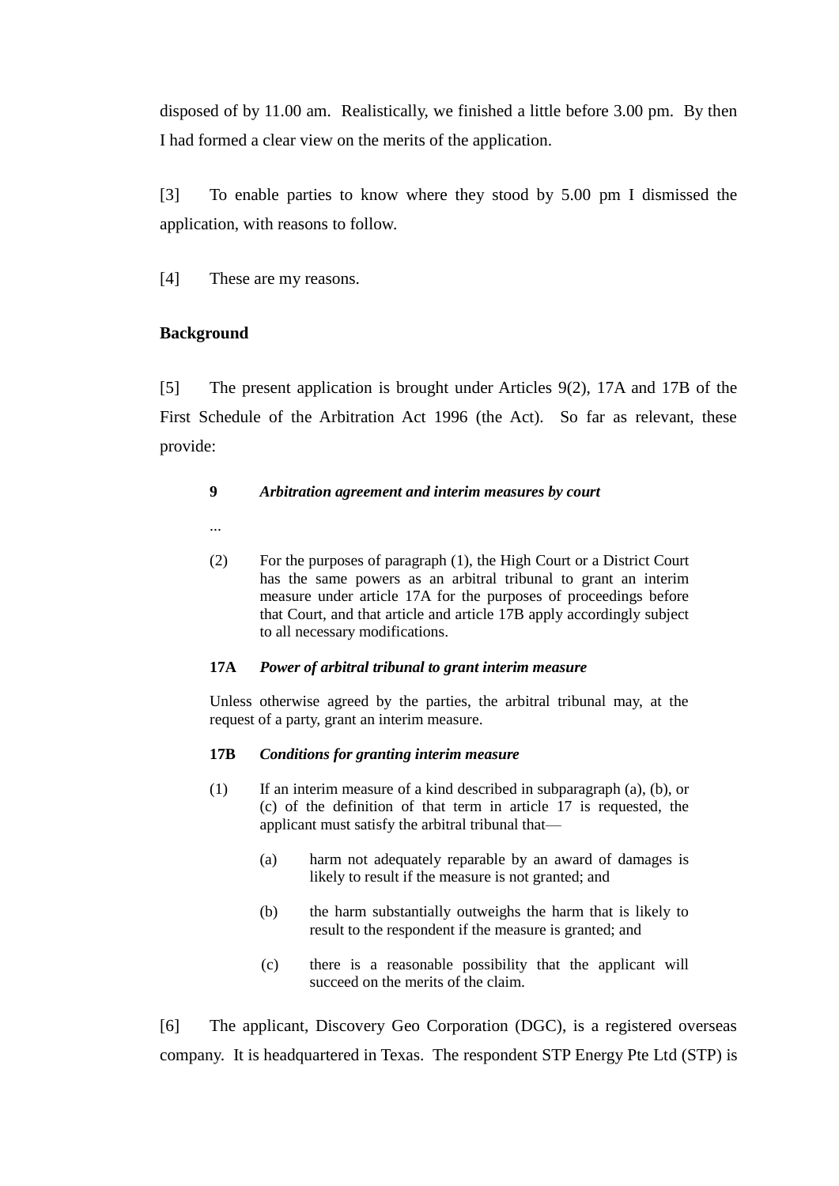disposed of by 11.00 am. Realistically, we finished a little before 3.00 pm. By then I had formed a clear view on the merits of the application.

[3] To enable parties to know where they stood by 5.00 pm I dismissed the application, with reasons to follow.

[4] These are my reasons.

**Background**

[5] The present application is brought under Articles 9(2), 17A and 17B of the First Schedule of the Arbitration Act 1996 (the Act). So far as relevant, these provide:

> **9** ***Arbitration agreement and interim measures by court***
>
> ...
>
> (2) For the purposes of paragraph (1), the High Court or a District Court has the same powers as an arbitral tribunal to grant an interim measure under article 17A for the purposes of proceedings before that Court, and that article and article 17B apply accordingly subject to all necessary modifications.
>
> **17A** ***Power of arbitral tribunal to grant interim measure***
>
> Unless otherwise agreed by the parties, the arbitral tribunal may, at the request of a party, grant an interim measure.
>
> **17B** ***Conditions for granting interim measure***
>
> (1) If an interim measure of a kind described in subparagraph (a), (b), or (c) of the definition of that term in article 17 is requested, the applicant must satisfy the arbitral tribunal that—
>
> (a) harm not adequately reparable by an award of damages is likely to result if the measure is not granted; and
>
> (b) the harm substantially outweighs the harm that is likely to result to the respondent if the measure is granted; and
>
> (c) there is a reasonable possibility that the applicant will succeed on the merits of the claim.

[6] The applicant, Discovery Geo Corporation (DGC), is a registered overseas company. It is headquartered in Texas. The respondent STP Energy Pte Ltd (STP) is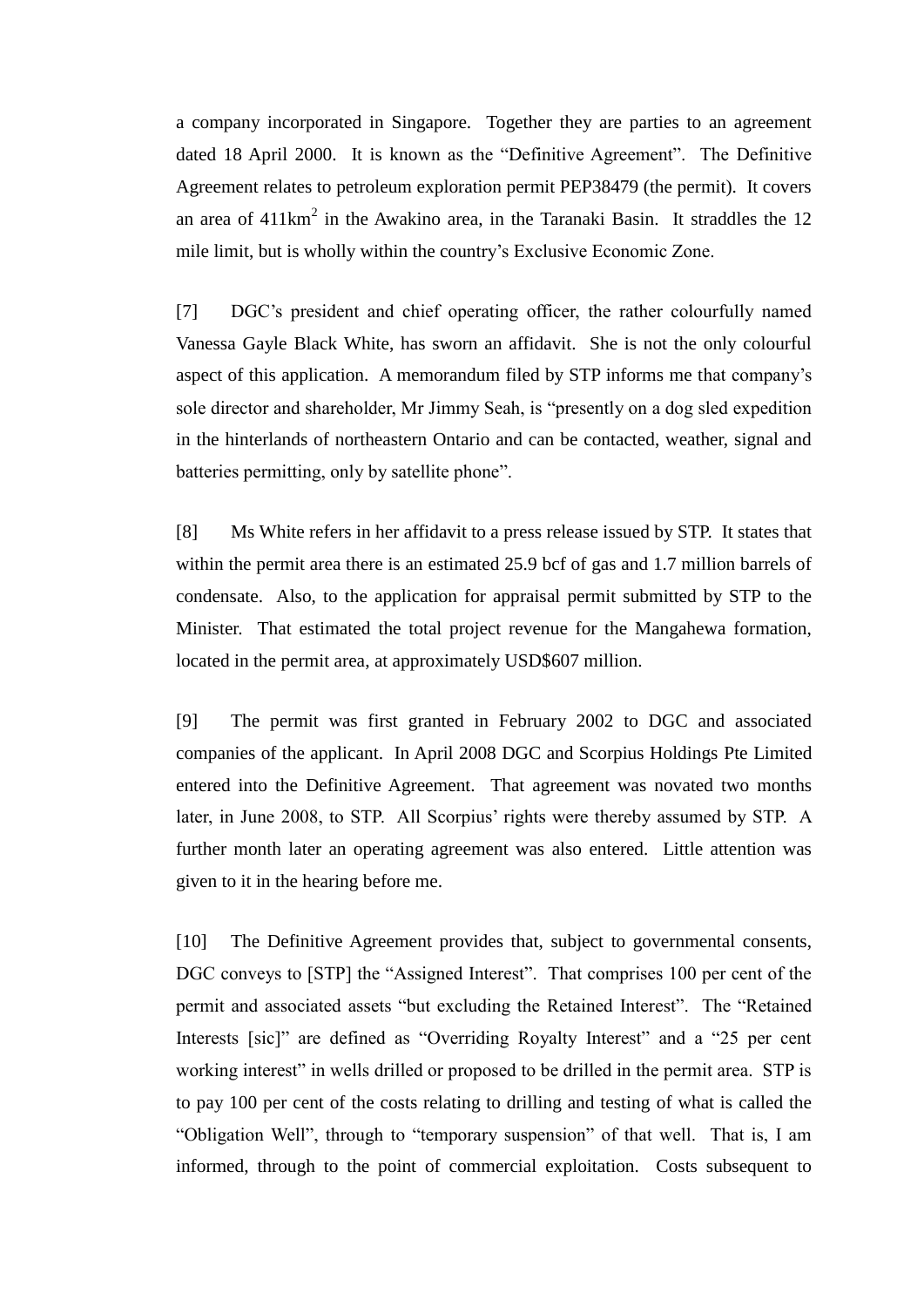a company incorporated in Singapore. Together they are parties to an agreement dated 18 April 2000. It is known as the "Definitive Agreement". The Definitive Agreement relates to petroleum exploration permit PEP38479 (the permit). It covers an area of 411km$^2$ in the Awakino area, in the Taranaki Basin. It straddles the 12 mile limit, but is wholly within the country's Exclusive Economic Zone.

[7] DGC's president and chief operating officer, the rather colourfully named Vanessa Gayle Black White, has sworn an affidavit. She is not the only colourful aspect of this application. A memorandum filed by STP informs me that company's sole director and shareholder, Mr Jimmy Seah, is "presently on a dog sled expedition in the hinterlands of northeastern Ontario and can be contacted, weather, signal and batteries permitting, only by satellite phone".

[8] Ms White refers in her affidavit to a press release issued by STP. It states that within the permit area there is an estimated 25.9 bcf of gas and 1.7 million barrels of condensate. Also, to the application for appraisal permit submitted by STP to the Minister. That estimated the total project revenue for the Mangahewa formation, located in the permit area, at approximately USD$607 million.

[9] The permit was first granted in February 2002 to DGC and associated companies of the applicant. In April 2008 DGC and Scorpius Holdings Pte Limited entered into the Definitive Agreement. That agreement was novated two months later, in June 2008, to STP. All Scorpius' rights were thereby assumed by STP. A further month later an operating agreement was also entered. Little attention was given to it in the hearing before me.

[10] The Definitive Agreement provides that, subject to governmental consents, DGC conveys to [STP] the "Assigned Interest". That comprises 100 per cent of the permit and associated assets "but excluding the Retained Interest". The "Retained Interests [sic]" are defined as "Overriding Royalty Interest" and a "25 per cent working interest" in wells drilled or proposed to be drilled in the permit area. STP is to pay 100 per cent of the costs relating to drilling and testing of what is called the "Obligation Well", through to "temporary suspension" of that well. That is, I am informed, through to the point of commercial exploitation. Costs subsequent to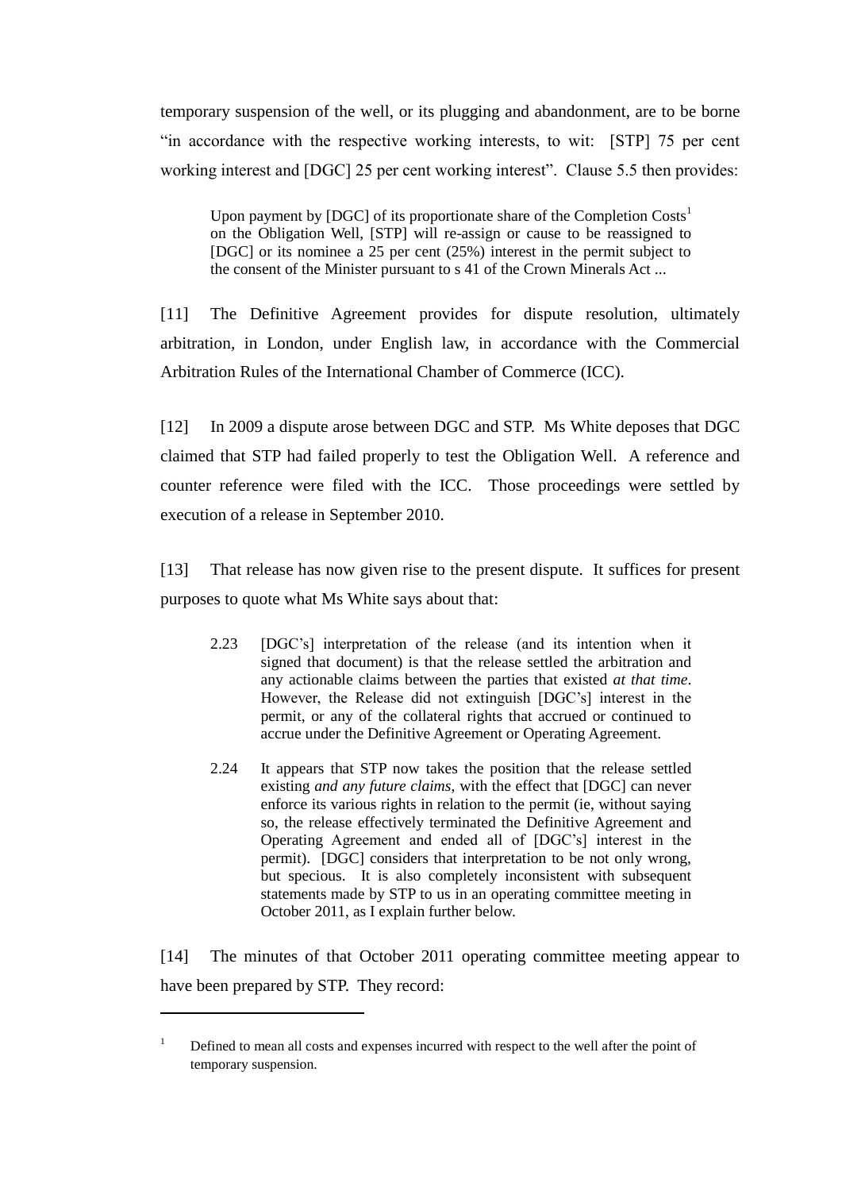temporary suspension of the well, or its plugging and abandonment, are to be borne "in accordance with the respective working interests, to wit: [STP] 75 per cent working interest and [DGC] 25 per cent working interest". Clause 5.5 then provides:

> Upon payment by [DGC] of its proportionate share of the Completion Costs[1] on the Obligation Well, [STP] will re-assign or cause to be reassigned to [DGC] or its nominee a 25 per cent (25%) interest in the permit subject to the consent of the Minister pursuant to s 41 of the Crown Minerals Act ...

[11] The Definitive Agreement provides for dispute resolution, ultimately arbitration, in London, under English law, in accordance with the Commercial Arbitration Rules of the International Chamber of Commerce (ICC).

[12] In 2009 a dispute arose between DGC and STP. Ms White deposes that DGC claimed that STP had failed properly to test the Obligation Well. A reference and counter reference were filed with the ICC. Those proceedings were settled by execution of a release in September 2010.

[13] That release has now given rise to the present dispute. It suffices for present purposes to quote what Ms White says about that:

> 2.23 [DGC's] interpretation of the release (and its intention when it signed that document) is that the release settled the arbitration and any actionable claims between the parties that existed *at that time*. However, the Release did not extinguish [DGC's] interest in the permit, or any of the collateral rights that accrued or continued to accrue under the Definitive Agreement or Operating Agreement.
>
> 2.24 It appears that STP now takes the position that the release settled existing *and any future claims*, with the effect that [DGC] can never enforce its various rights in relation to the permit (ie, without saying so, the release effectively terminated the Definitive Agreement and Operating Agreement and ended all of [DGC's] interest in the permit). [DGC] considers that interpretation to be not only wrong, but specious. It is also completely inconsistent with subsequent statements made by STP to us in an operating committee meeting in October 2011, as I explain further below.

[14] The minutes of that October 2011 operating committee meeting appear to have been prepared by STP. They record:

---

[1] Defined to mean all costs and expenses incurred with respect to the well after the point of temporary suspension.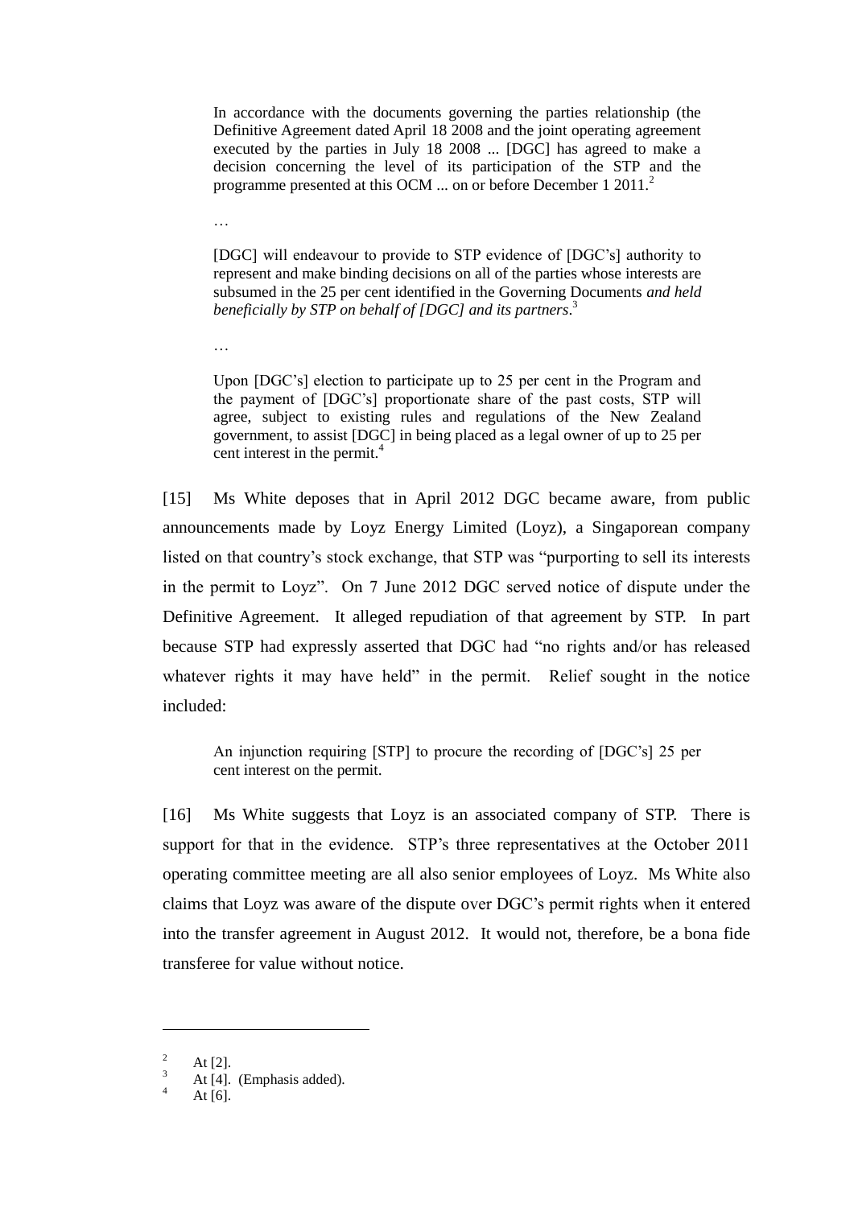> In accordance with the documents governing the parties relationship (the Definitive Agreement dated April 18 2008 and the joint operating agreement executed by the parties in July 18 2008 ... [DGC] has agreed to make a decision concerning the level of its participation of the STP and the programme presented at this OCM ... on or before December 1 2011.[2]
>
> …
>
> [DGC] will endeavour to provide to STP evidence of [DGC's] authority to represent and make binding decisions on all of the parties whose interests are subsumed in the 25 per cent identified in the Governing Documents *and held beneficially by STP on behalf of [DGC] and its partners*.[3]
>
> …
>
> Upon [DGC's] election to participate up to 25 per cent in the Program and the payment of [DGC's] proportionate share of the past costs, STP will agree, subject to existing rules and regulations of the New Zealand government, to assist [DGC] in being placed as a legal owner of up to 25 per cent interest in the permit.[4]

[15] Ms White deposes that in April 2012 DGC became aware, from public announcements made by Loyz Energy Limited (Loyz), a Singaporean company listed on that country's stock exchange, that STP was "purporting to sell its interests in the permit to Loyz". On 7 June 2012 DGC served notice of dispute under the Definitive Agreement. It alleged repudiation of that agreement by STP. In part because STP had expressly asserted that DGC had "no rights and/or has released whatever rights it may have held" in the permit. Relief sought in the notice included:

> An injunction requiring [STP] to procure the recording of [DGC's] 25 per cent interest on the permit.

[16] Ms White suggests that Loyz is an associated company of STP. There is support for that in the evidence. STP's three representatives at the October 2011 operating committee meeting are all also senior employees of Loyz. Ms White also claims that Loyz was aware of the dispute over DGC's permit rights when it entered into the transfer agreement in August 2012. It would not, therefore, be a bona fide transferee for value without notice.

---

[2] At [2].

[3] At [4]. (Emphasis added).

[4] At [6].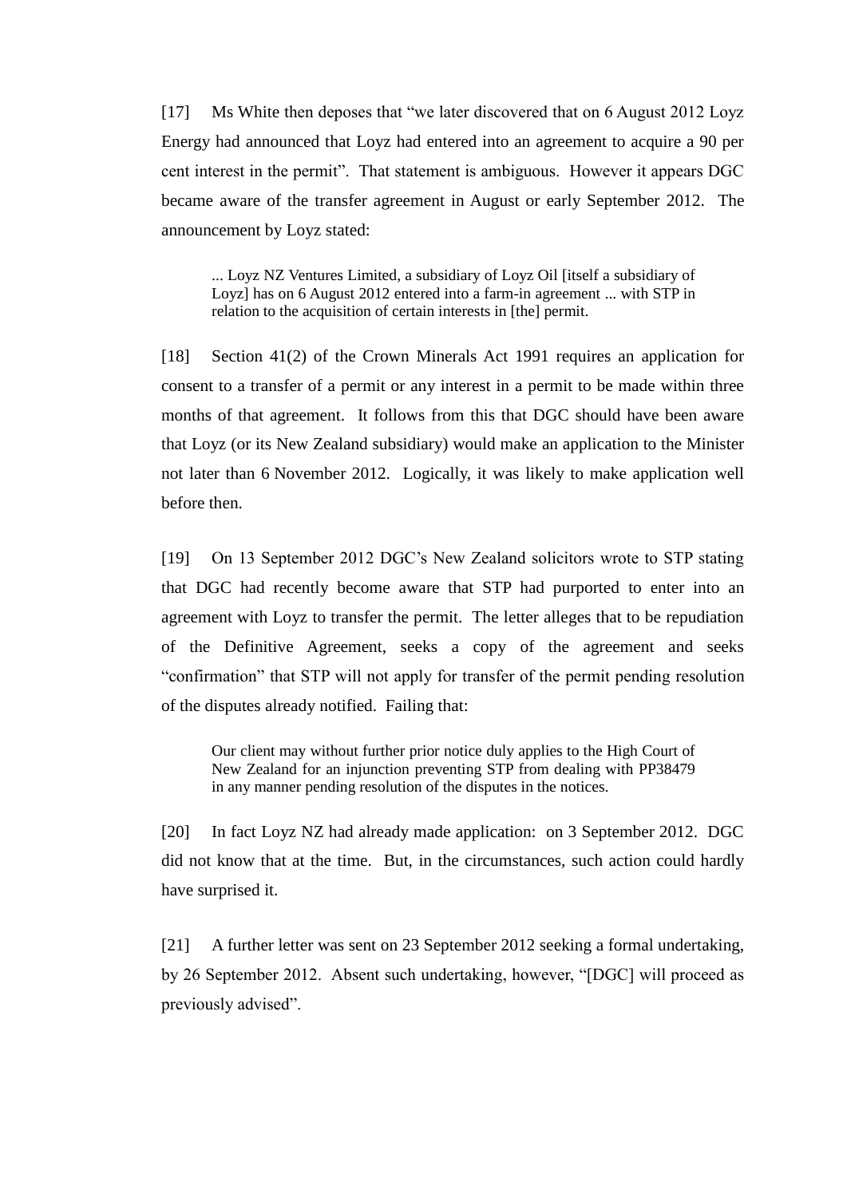[17] Ms White then deposes that "we later discovered that on 6 August 2012 Loyz Energy had announced that Loyz had entered into an agreement to acquire a 90 per cent interest in the permit". That statement is ambiguous. However it appears DGC became aware of the transfer agreement in August or early September 2012. The announcement by Loyz stated:

> ... Loyz NZ Ventures Limited, a subsidiary of Loyz Oil [itself a subsidiary of Loyz] has on 6 August 2012 entered into a farm-in agreement ... with STP in relation to the acquisition of certain interests in [the] permit.

[18] Section 41(2) of the Crown Minerals Act 1991 requires an application for consent to a transfer of a permit or any interest in a permit to be made within three months of that agreement. It follows from this that DGC should have been aware that Loyz (or its New Zealand subsidiary) would make an application to the Minister not later than 6 November 2012. Logically, it was likely to make application well before then.

[19] On 13 September 2012 DGC's New Zealand solicitors wrote to STP stating that DGC had recently become aware that STP had purported to enter into an agreement with Loyz to transfer the permit. The letter alleges that to be repudiation of the Definitive Agreement, seeks a copy of the agreement and seeks "confirmation" that STP will not apply for transfer of the permit pending resolution of the disputes already notified. Failing that:

> Our client may without further prior notice duly applies to the High Court of New Zealand for an injunction preventing STP from dealing with PP38479 in any manner pending resolution of the disputes in the notices.

[20] In fact Loyz NZ had already made application: on 3 September 2012. DGC did not know that at the time. But, in the circumstances, such action could hardly have surprised it.

[21] A further letter was sent on 23 September 2012 seeking a formal undertaking, by 26 September 2012. Absent such undertaking, however, "[DGC] will proceed as previously advised".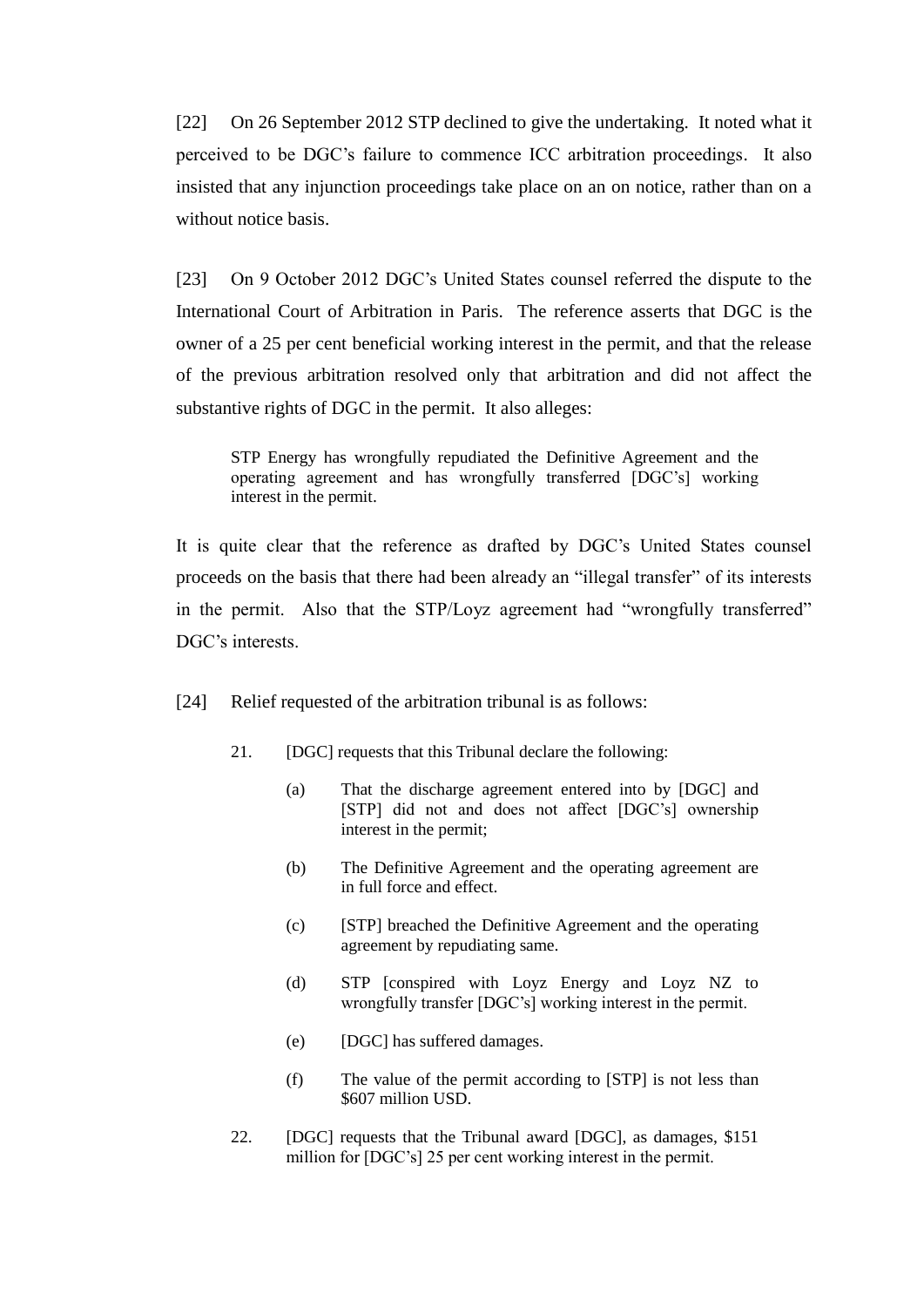[22] On 26 September 2012 STP declined to give the undertaking. It noted what it perceived to be DGC's failure to commence ICC arbitration proceedings. It also insisted that any injunction proceedings take place on an on notice, rather than on a without notice basis.

[23] On 9 October 2012 DGC's United States counsel referred the dispute to the International Court of Arbitration in Paris. The reference asserts that DGC is the owner of a 25 per cent beneficial working interest in the permit, and that the release of the previous arbitration resolved only that arbitration and did not affect the substantive rights of DGC in the permit. It also alleges:

> STP Energy has wrongfully repudiated the Definitive Agreement and the operating agreement and has wrongfully transferred [DGC's] working interest in the permit.

It is quite clear that the reference as drafted by DGC's United States counsel proceeds on the basis that there had been already an "illegal transfer" of its interests in the permit. Also that the STP/Loyz agreement had "wrongfully transferred" DGC's interests.

[24] Relief requested of the arbitration tribunal is as follows:

> 21. [DGC] requests that this Tribunal declare the following:
>
> (a) That the discharge agreement entered into by [DGC] and [STP] did not and does not affect [DGC's] ownership interest in the permit;
>
> (b) The Definitive Agreement and the operating agreement are in full force and effect.
>
> (c) [STP] breached the Definitive Agreement and the operating agreement by repudiating same.
>
> (d) STP [conspired with Loyz Energy and Loyz NZ to wrongfully transfer [DGC's] working interest in the permit.
>
> (e) [DGC] has suffered damages.
>
> (f) The value of the permit according to [STP] is not less than $607 million USD.
>
> 22. [DGC] requests that the Tribunal award [DGC], as damages, $151 million for [DGC's] 25 per cent working interest in the permit.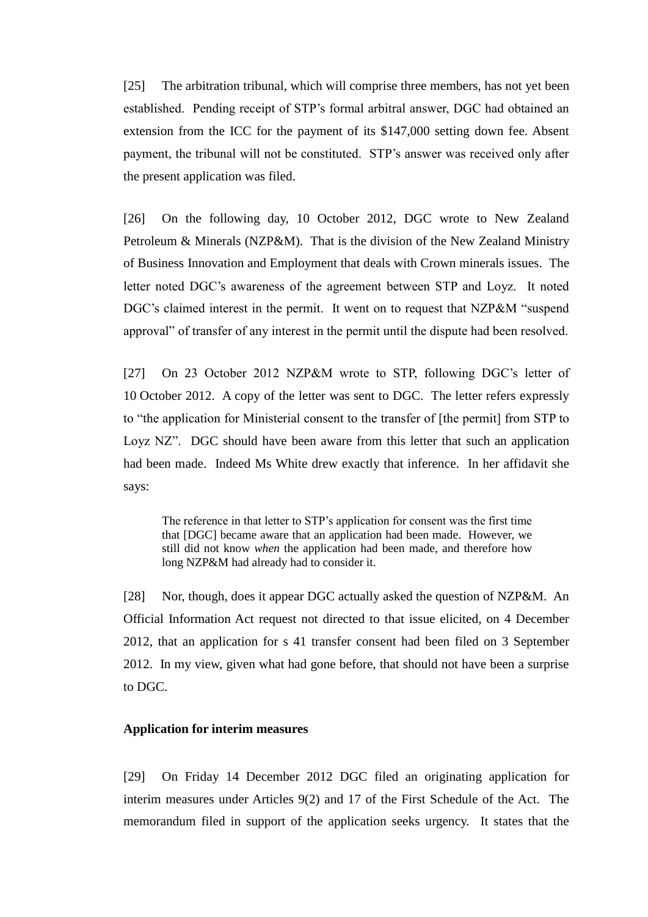[25] The arbitration tribunal, which will comprise three members, has not yet been established. Pending receipt of STP's formal arbitral answer, DGC had obtained an extension from the ICC for the payment of its $147,000 setting down fee. Absent payment, the tribunal will not be constituted. STP's answer was received only after the present application was filed.

[26] On the following day, 10 October 2012, DGC wrote to New Zealand Petroleum & Minerals (NZP&M). That is the division of the New Zealand Ministry of Business Innovation and Employment that deals with Crown minerals issues. The letter noted DGC's awareness of the agreement between STP and Loyz. It noted DGC's claimed interest in the permit. It went on to request that NZP&M "suspend approval" of transfer of any interest in the permit until the dispute had been resolved.

[27] On 23 October 2012 NZP&M wrote to STP, following DGC's letter of 10 October 2012. A copy of the letter was sent to DGC. The letter refers expressly to "the application for Ministerial consent to the transfer of [the permit] from STP to Loyz NZ". DGC should have been aware from this letter that such an application had been made. Indeed Ms White drew exactly that inference. In her affidavit she says:

> The reference in that letter to STP's application for consent was the first time that [DGC] became aware that an application had been made. However, we still did not know *when* the application had been made, and therefore how long NZP&M had already had to consider it.

[28] Nor, though, does it appear DGC actually asked the question of NZP&M. An Official Information Act request not directed to that issue elicited, on 4 December 2012, that an application for s 41 transfer consent had been filed on 3 September 2012. In my view, given what had gone before, that should not have been a surprise to DGC.

**Application for interim measures**

[29] On Friday 14 December 2012 DGC filed an originating application for interim measures under Articles 9(2) and 17 of the First Schedule of the Act. The memorandum filed in support of the application seeks urgency. It states that the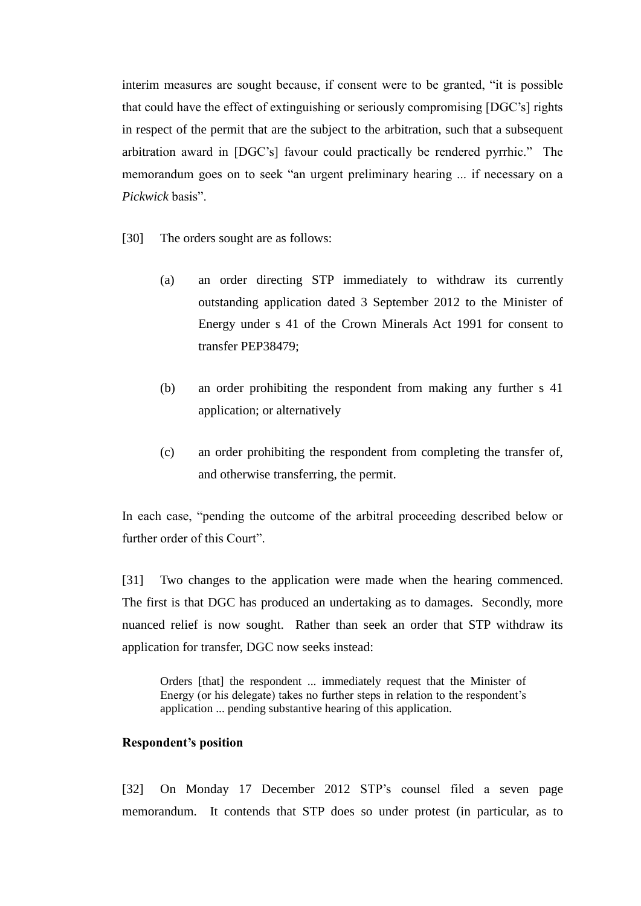interim measures are sought because, if consent were to be granted, "it is possible that could have the effect of extinguishing or seriously compromising [DGC's] rights in respect of the permit that are the subject to the arbitration, such that a subsequent arbitration award in [DGC's] favour could practically be rendered pyrrhic." The memorandum goes on to seek "an urgent preliminary hearing ... if necessary on a *Pickwick* basis".

[30] The orders sought are as follows:

(a) an order directing STP immediately to withdraw its currently outstanding application dated 3 September 2012 to the Minister of Energy under s 41 of the Crown Minerals Act 1991 for consent to transfer PEP38479;

(b) an order prohibiting the respondent from making any further s 41 application; or alternatively

(c) an order prohibiting the respondent from completing the transfer of, and otherwise transferring, the permit.

In each case, "pending the outcome of the arbitral proceeding described below or further order of this Court".

[31] Two changes to the application were made when the hearing commenced. The first is that DGC has produced an undertaking as to damages. Secondly, more nuanced relief is now sought. Rather than seek an order that STP withdraw its application for transfer, DGC now seeks instead:

> Orders [that] the respondent ... immediately request that the Minister of Energy (or his delegate) takes no further steps in relation to the respondent's application ... pending substantive hearing of this application.

**Respondent's position**

[32] On Monday 17 December 2012 STP's counsel filed a seven page memorandum. It contends that STP does so under protest (in particular, as to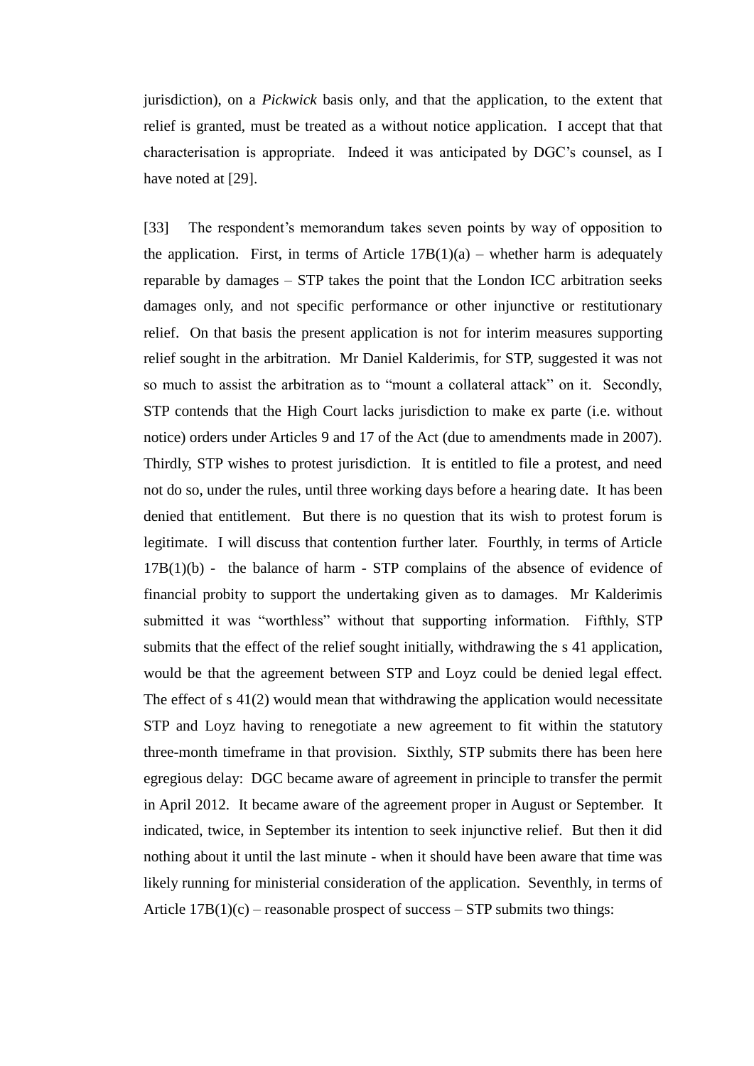jurisdiction), on a *Pickwick* basis only, and that the application, to the extent that relief is granted, must be treated as a without notice application. I accept that that characterisation is appropriate. Indeed it was anticipated by DGC's counsel, as I have noted at [29].

[33] The respondent's memorandum takes seven points by way of opposition to the application. First, in terms of Article 17B(1)(a) – whether harm is adequately reparable by damages – STP takes the point that the London ICC arbitration seeks damages only, and not specific performance or other injunctive or restitutionary relief. On that basis the present application is not for interim measures supporting relief sought in the arbitration. Mr Daniel Kalderimis, for STP, suggested it was not so much to assist the arbitration as to "mount a collateral attack" on it. Secondly, STP contends that the High Court lacks jurisdiction to make ex parte (i.e. without notice) orders under Articles 9 and 17 of the Act (due to amendments made in 2007). Thirdly, STP wishes to protest jurisdiction. It is entitled to file a protest, and need not do so, under the rules, until three working days before a hearing date. It has been denied that entitlement. But there is no question that its wish to protest forum is legitimate. I will discuss that contention further later. Fourthly, in terms of Article 17B(1)(b) - the balance of harm - STP complains of the absence of evidence of financial probity to support the undertaking given as to damages. Mr Kalderimis submitted it was "worthless" without that supporting information. Fifthly, STP submits that the effect of the relief sought initially, withdrawing the s 41 application, would be that the agreement between STP and Loyz could be denied legal effect. The effect of s 41(2) would mean that withdrawing the application would necessitate STP and Loyz having to renegotiate a new agreement to fit within the statutory three-month timeframe in that provision. Sixthly, STP submits there has been here egregious delay: DGC became aware of agreement in principle to transfer the permit in April 2012. It became aware of the agreement proper in August or September. It indicated, twice, in September its intention to seek injunctive relief. But then it did nothing about it until the last minute - when it should have been aware that time was likely running for ministerial consideration of the application. Seventhly, in terms of Article 17B(1)(c) – reasonable prospect of success – STP submits two things: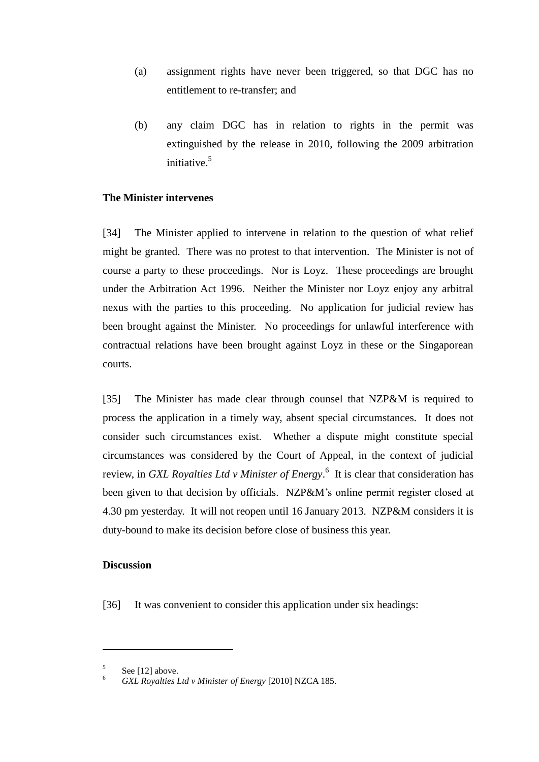(a) assignment rights have never been triggered, so that DGC has no entitlement to re-transfer; and

(b) any claim DGC has in relation to rights in the permit was extinguished by the release in 2010, following the 2009 arbitration initiative.[5]

### The Minister intervenes

[34] The Minister applied to intervene in relation to the question of what relief might be granted. There was no protest to that intervention. The Minister is not of course a party to these proceedings. Nor is Loyz. These proceedings are brought under the Arbitration Act 1996. Neither the Minister nor Loyz enjoy any arbitral nexus with the parties to this proceeding. No application for judicial review has been brought against the Minister. No proceedings for unlawful interference with contractual relations have been brought against Loyz in these or the Singaporean courts.

[35] The Minister has made clear through counsel that NZP&M is required to process the application in a timely way, absent special circumstances. It does not consider such circumstances exist. Whether a dispute might constitute special circumstances was considered by the Court of Appeal, in the context of judicial review, in *GXL Royalties Ltd v Minister of Energy*.[6] It is clear that consideration has been given to that decision by officials. NZP&M's online permit register closed at 4.30 pm yesterday. It will not reopen until 16 January 2013. NZP&M considers it is duty-bound to make its decision before close of business this year.

### Discussion

[36] It was convenient to consider this application under six headings:

---

[5] See [12] above.

[6] *GXL Royalties Ltd v Minister of Energy* [2010] NZCA 185.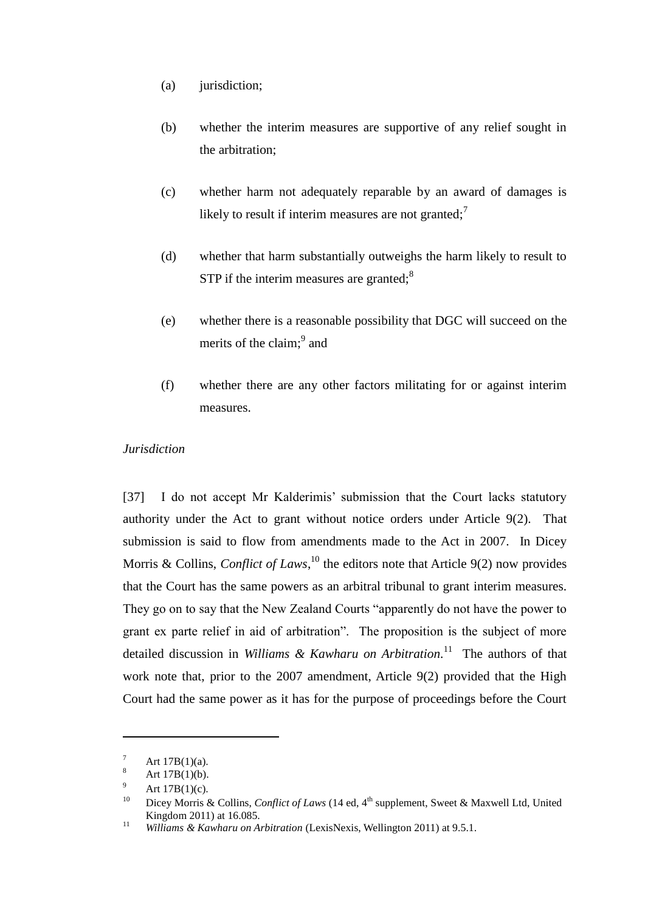(a) jurisdiction;

(b) whether the interim measures are supportive of any relief sought in the arbitration;

(c) whether harm not adequately reparable by an award of damages is likely to result if interim measures are not granted;[7]

(d) whether that harm substantially outweighs the harm likely to result to STP if the interim measures are granted;[8]

(e) whether there is a reasonable possibility that DGC will succeed on the merits of the claim;[9] and

(f) whether there are any other factors militating for or against interim measures.

*Jurisdiction*

[37] I do not accept Mr Kalderimis' submission that the Court lacks statutory authority under the Act to grant without notice orders under Article 9(2). That submission is said to flow from amendments made to the Act in 2007. In Dicey Morris & Collins, *Conflict of Laws*,[10] the editors note that Article 9(2) now provides that the Court has the same powers as an arbitral tribunal to grant interim measures. They go on to say that the New Zealand Courts "apparently do not have the power to grant ex parte relief in aid of arbitration". The proposition is the subject of more detailed discussion in *Williams & Kawharu on Arbitration*.[11] The authors of that work note that, prior to the 2007 amendment, Article 9(2) provided that the High Court had the same power as it has for the purpose of proceedings before the Court

---

[7] Art 17B(1)(a).

[8] Art 17B(1)(b).

[9] Art 17B(1)(c).

[10] Dicey Morris & Collins, *Conflict of Laws* (14 ed, 4th supplement, Sweet & Maxwell Ltd, United Kingdom 2011) at 16.085.

[11] *Williams & Kawharu on Arbitration* (LexisNexis, Wellington 2011) at 9.5.1.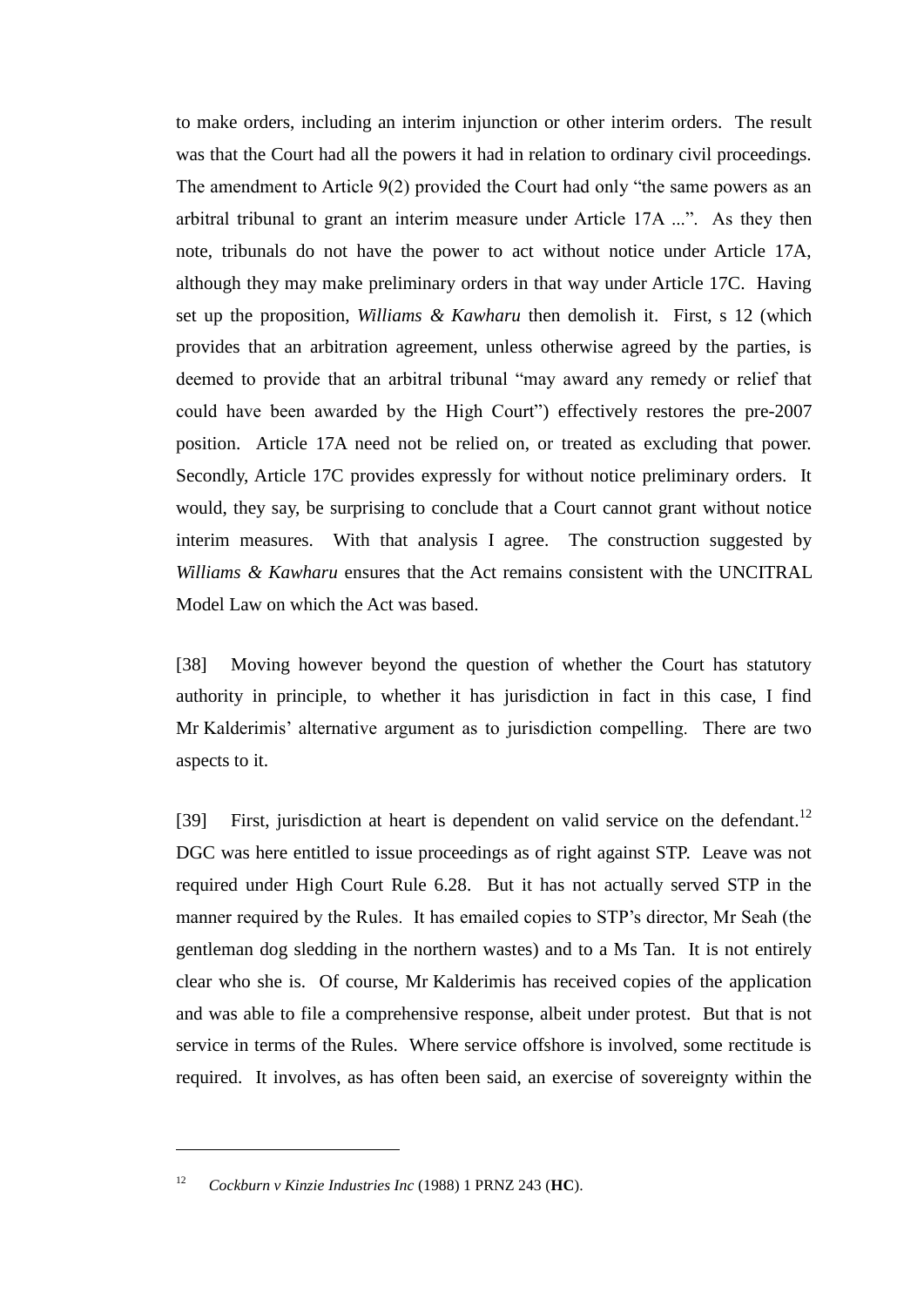to make orders, including an interim injunction or other interim orders. The result was that the Court had all the powers it had in relation to ordinary civil proceedings. The amendment to Article 9(2) provided the Court had only "the same powers as an arbitral tribunal to grant an interim measure under Article 17A ...". As they then note, tribunals do not have the power to act without notice under Article 17A, although they may make preliminary orders in that way under Article 17C. Having set up the proposition, *Williams & Kawharu* then demolish it. First, s 12 (which provides that an arbitration agreement, unless otherwise agreed by the parties, is deemed to provide that an arbitral tribunal "may award any remedy or relief that could have been awarded by the High Court") effectively restores the pre-2007 position. Article 17A need not be relied on, or treated as excluding that power. Secondly, Article 17C provides expressly for without notice preliminary orders. It would, they say, be surprising to conclude that a Court cannot grant without notice interim measures. With that analysis I agree. The construction suggested by *Williams & Kawharu* ensures that the Act remains consistent with the UNCITRAL Model Law on which the Act was based.

[38] Moving however beyond the question of whether the Court has statutory authority in principle, to whether it has jurisdiction in fact in this case, I find Mr Kalderimis' alternative argument as to jurisdiction compelling. There are two aspects to it.

[39] First, jurisdiction at heart is dependent on valid service on the defendant.[12] DGC was here entitled to issue proceedings as of right against STP. Leave was not required under High Court Rule 6.28. But it has not actually served STP in the manner required by the Rules. It has emailed copies to STP's director, Mr Seah (the gentleman dog sledding in the northern wastes) and to a Ms Tan. It is not entirely clear who she is. Of course, Mr Kalderimis has received copies of the application and was able to file a comprehensive response, albeit under protest. But that is not service in terms of the Rules. Where service offshore is involved, some rectitude is required. It involves, as has often been said, an exercise of sovereignty within the

[12] *Cockburn v Kinzie Industries Inc* (1988) 1 PRNZ 243 (**HC**).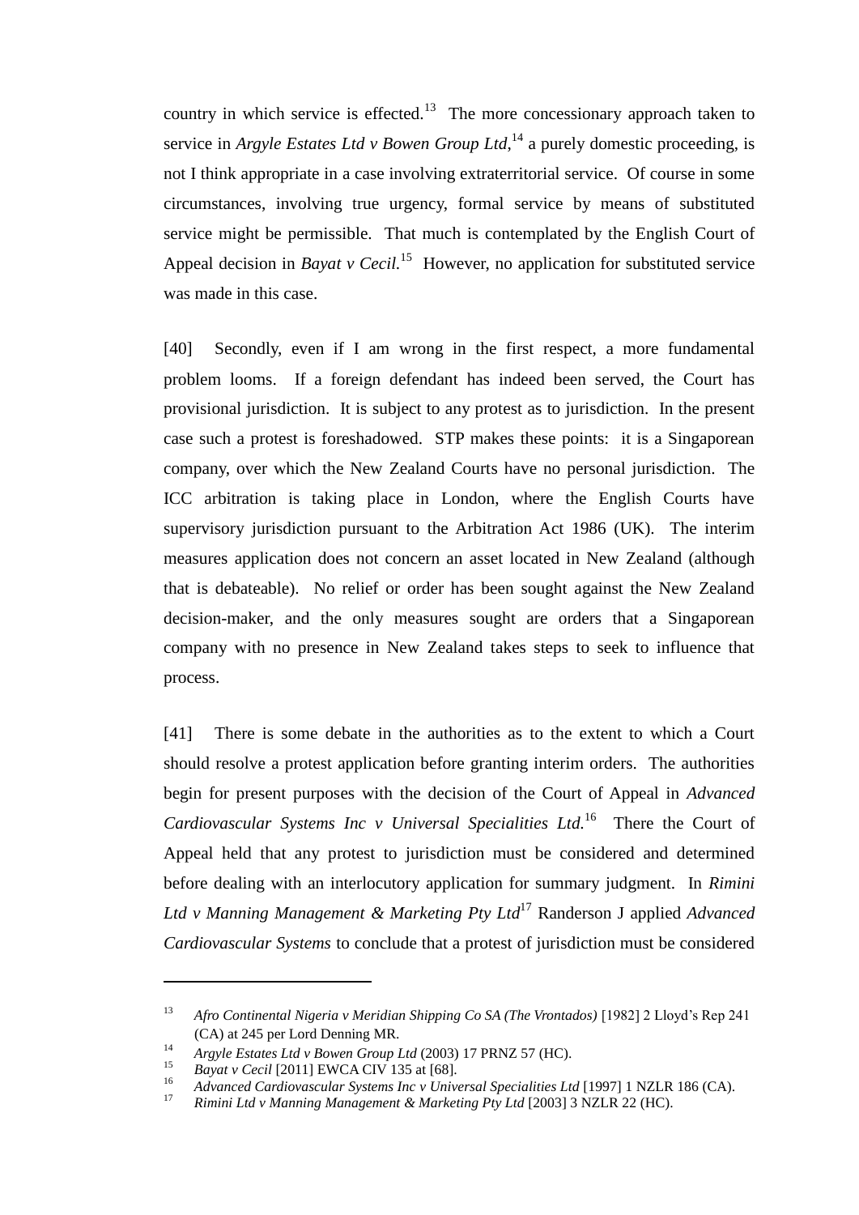country in which service is effected.[13] The more concessionary approach taken to service in *Argyle Estates Ltd v Bowen Group Ltd*,[14] a purely domestic proceeding, is not I think appropriate in a case involving extraterritorial service. Of course in some circumstances, involving true urgency, formal service by means of substituted service might be permissible. That much is contemplated by the English Court of Appeal decision in *Bayat v Cecil.*[15] However, no application for substituted service was made in this case.

[40] Secondly, even if I am wrong in the first respect, a more fundamental problem looms. If a foreign defendant has indeed been served, the Court has provisional jurisdiction. It is subject to any protest as to jurisdiction. In the present case such a protest is foreshadowed. STP makes these points: it is a Singaporean company, over which the New Zealand Courts have no personal jurisdiction. The ICC arbitration is taking place in London, where the English Courts have supervisory jurisdiction pursuant to the Arbitration Act 1986 (UK). The interim measures application does not concern an asset located in New Zealand (although that is debateable). No relief or order has been sought against the New Zealand decision-maker, and the only measures sought are orders that a Singaporean company with no presence in New Zealand takes steps to seek to influence that process.

[41] There is some debate in the authorities as to the extent to which a Court should resolve a protest application before granting interim orders. The authorities begin for present purposes with the decision of the Court of Appeal in *Advanced Cardiovascular Systems Inc v Universal Specialities Ltd.*[16] There the Court of Appeal held that any protest to jurisdiction must be considered and determined before dealing with an interlocutory application for summary judgment. In *Rimini Ltd v Manning Management & Marketing Pty Ltd*[17] Randerson J applied *Advanced Cardiovascular Systems* to conclude that a protest of jurisdiction must be considered

---

[13] *Afro Continental Nigeria v Meridian Shipping Co SA (The Vrontados)* [1982] 2 Lloyd's Rep 241 (CA) at 245 per Lord Denning MR.

[14] *Argyle Estates Ltd v Bowen Group Ltd* (2003) 17 PRNZ 57 (HC).

[15] *Bayat v Cecil* [2011] EWCA CIV 135 at [68].

[16] *Advanced Cardiovascular Systems Inc v Universal Specialities Ltd* [1997] 1 NZLR 186 (CA).

[17] *Rimini Ltd v Manning Management & Marketing Pty Ltd* [2003] 3 NZLR 22 (HC).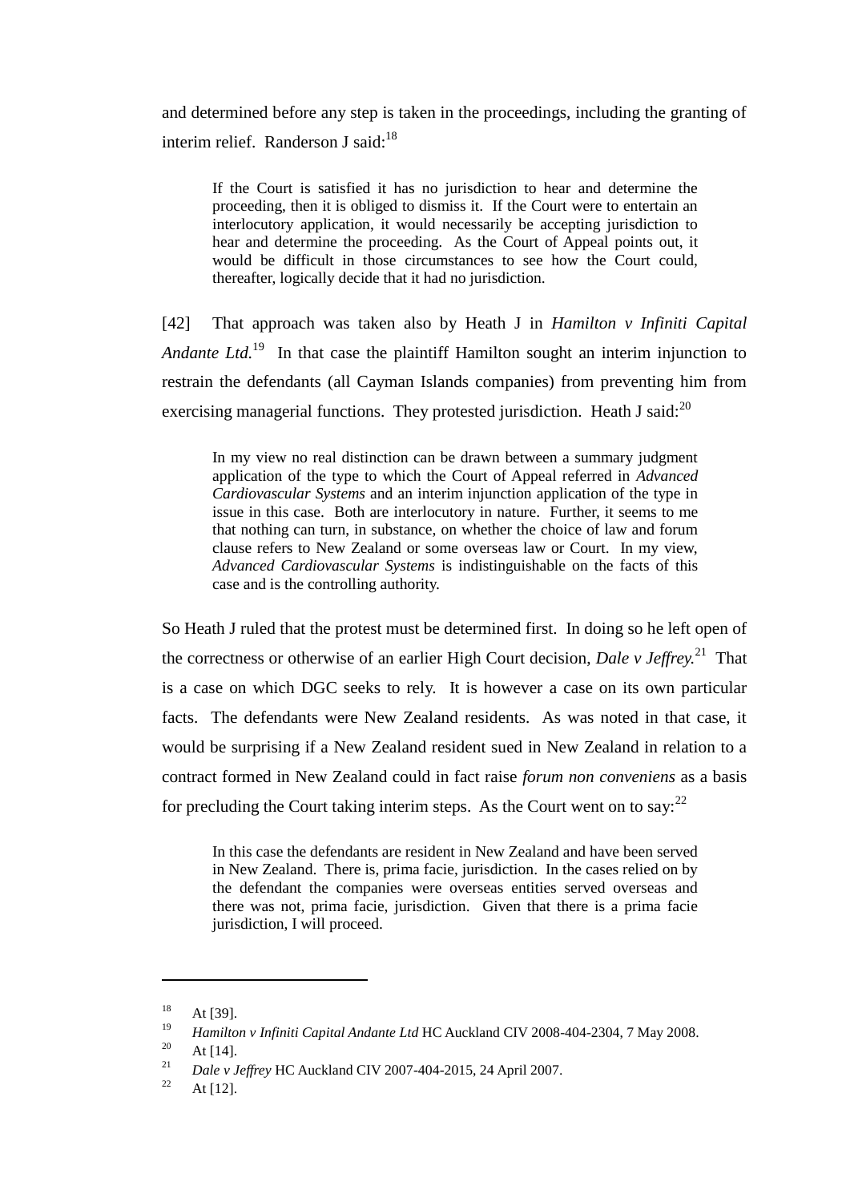and determined before any step is taken in the proceedings, including the granting of interim relief. Randerson J said:[18]

> If the Court is satisfied it has no jurisdiction to hear and determine the proceeding, then it is obliged to dismiss it. If the Court were to entertain an interlocutory application, it would necessarily be accepting jurisdiction to hear and determine the proceeding. As the Court of Appeal points out, it would be difficult in those circumstances to see how the Court could, thereafter, logically decide that it had no jurisdiction.

[42] That approach was taken also by Heath J in *Hamilton v Infiniti Capital Andante Ltd.*[19] In that case the plaintiff Hamilton sought an interim injunction to restrain the defendants (all Cayman Islands companies) from preventing him from exercising managerial functions. They protested jurisdiction. Heath J said:[20]

> In my view no real distinction can be drawn between a summary judgment application of the type to which the Court of Appeal referred in *Advanced Cardiovascular Systems* and an interim injunction application of the type in issue in this case. Both are interlocutory in nature. Further, it seems to me that nothing can turn, in substance, on whether the choice of law and forum clause refers to New Zealand or some overseas law or Court. In my view, *Advanced Cardiovascular Systems* is indistinguishable on the facts of this case and is the controlling authority.

So Heath J ruled that the protest must be determined first. In doing so he left open of the correctness or otherwise of an earlier High Court decision, *Dale v Jeffrey.*[21] That is a case on which DGC seeks to rely. It is however a case on its own particular facts. The defendants were New Zealand residents. As was noted in that case, it would be surprising if a New Zealand resident sued in New Zealand in relation to a contract formed in New Zealand could in fact raise *forum non conveniens* as a basis for precluding the Court taking interim steps. As the Court went on to say:[22]

> In this case the defendants are resident in New Zealand and have been served in New Zealand. There is, prima facie, jurisdiction. In the cases relied on by the defendant the companies were overseas entities served overseas and there was not, prima facie, jurisdiction. Given that there is a prima facie jurisdiction, I will proceed.

---

[18] At [39].

[19] *Hamilton v Infiniti Capital Andante Ltd* HC Auckland CIV 2008-404-2304, 7 May 2008.

[20] At [14].

[21] *Dale v Jeffrey* HC Auckland CIV 2007-404-2015, 24 April 2007.

[22] At [12].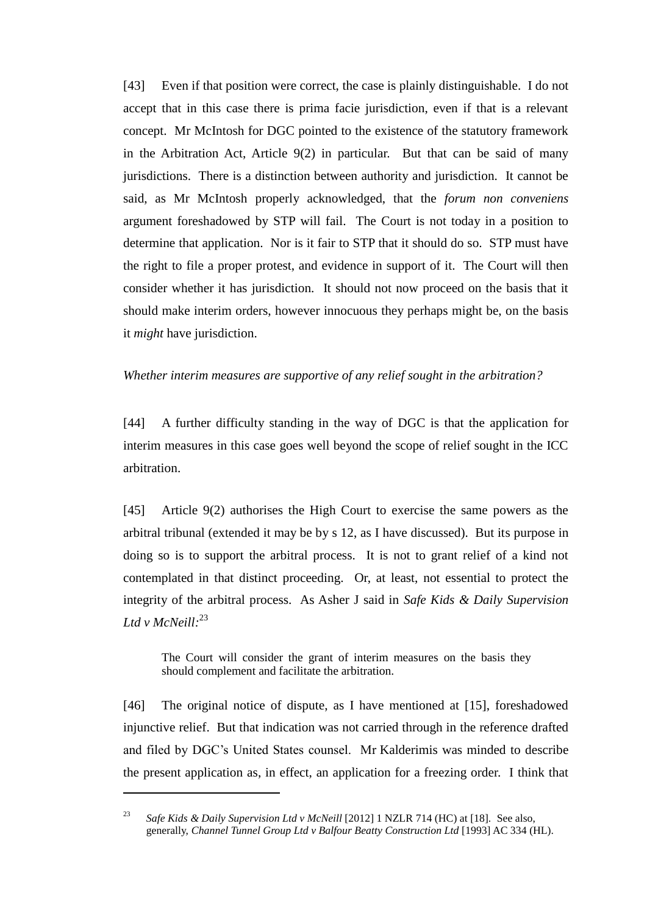[43] Even if that position were correct, the case is plainly distinguishable. I do not accept that in this case there is prima facie jurisdiction, even if that is a relevant concept. Mr McIntosh for DGC pointed to the existence of the statutory framework in the Arbitration Act, Article 9(2) in particular. But that can be said of many jurisdictions. There is a distinction between authority and jurisdiction. It cannot be said, as Mr McIntosh properly acknowledged, that the *forum non conveniens* argument foreshadowed by STP will fail. The Court is not today in a position to determine that application. Nor is it fair to STP that it should do so. STP must have the right to file a proper protest, and evidence in support of it. The Court will then consider whether it has jurisdiction. It should not now proceed on the basis that it should make interim orders, however innocuous they perhaps might be, on the basis it *might* have jurisdiction.

*Whether interim measures are supportive of any relief sought in the arbitration?*

[44] A further difficulty standing in the way of DGC is that the application for interim measures in this case goes well beyond the scope of relief sought in the ICC arbitration.

[45] Article 9(2) authorises the High Court to exercise the same powers as the arbitral tribunal (extended it may be by s 12, as I have discussed). But its purpose in doing so is to support the arbitral process. It is not to grant relief of a kind not contemplated in that distinct proceeding. Or, at least, not essential to protect the integrity of the arbitral process. As Asher J said in *Safe Kids & Daily Supervision Ltd v McNeill*:[23]

> The Court will consider the grant of interim measures on the basis they should complement and facilitate the arbitration.

[46] The original notice of dispute, as I have mentioned at [15], foreshadowed injunctive relief. But that indication was not carried through in the reference drafted and filed by DGC's United States counsel. Mr Kalderimis was minded to describe the present application as, in effect, an application for a freezing order. I think that

---

[23] *Safe Kids & Daily Supervision Ltd v McNeill* [2012] 1 NZLR 714 (HC) at [18]. See also, generally, *Channel Tunnel Group Ltd v Balfour Beatty Construction Ltd* [1993] AC 334 (HL).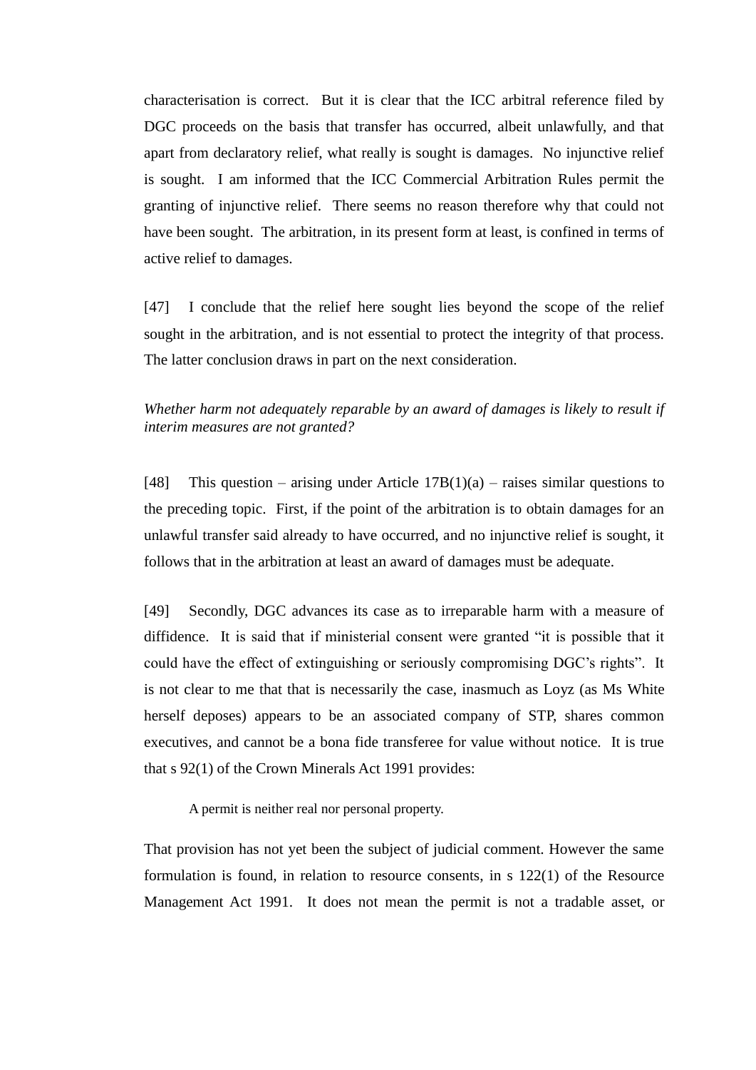characterisation is correct. But it is clear that the ICC arbitral reference filed by DGC proceeds on the basis that transfer has occurred, albeit unlawfully, and that apart from declaratory relief, what really is sought is damages. No injunctive relief is sought. I am informed that the ICC Commercial Arbitration Rules permit the granting of injunctive relief. There seems no reason therefore why that could not have been sought. The arbitration, in its present form at least, is confined in terms of active relief to damages.

[47] I conclude that the relief here sought lies beyond the scope of the relief sought in the arbitration, and is not essential to protect the integrity of that process. The latter conclusion draws in part on the next consideration.

*Whether harm not adequately reparable by an award of damages is likely to result if interim measures are not granted?*

[48] This question – arising under Article 17B(1)(a) – raises similar questions to the preceding topic. First, if the point of the arbitration is to obtain damages for an unlawful transfer said already to have occurred, and no injunctive relief is sought, it follows that in the arbitration at least an award of damages must be adequate.

[49] Secondly, DGC advances its case as to irreparable harm with a measure of diffidence. It is said that if ministerial consent were granted "it is possible that it could have the effect of extinguishing or seriously compromising DGC's rights". It is not clear to me that that is necessarily the case, inasmuch as Loyz (as Ms White herself deposes) appears to be an associated company of STP, shares common executives, and cannot be a bona fide transferee for value without notice. It is true that s 92(1) of the Crown Minerals Act 1991 provides:

> A permit is neither real nor personal property.

That provision has not yet been the subject of judicial comment. However the same formulation is found, in relation to resource consents, in s 122(1) of the Resource Management Act 1991. It does not mean the permit is not a tradable asset, or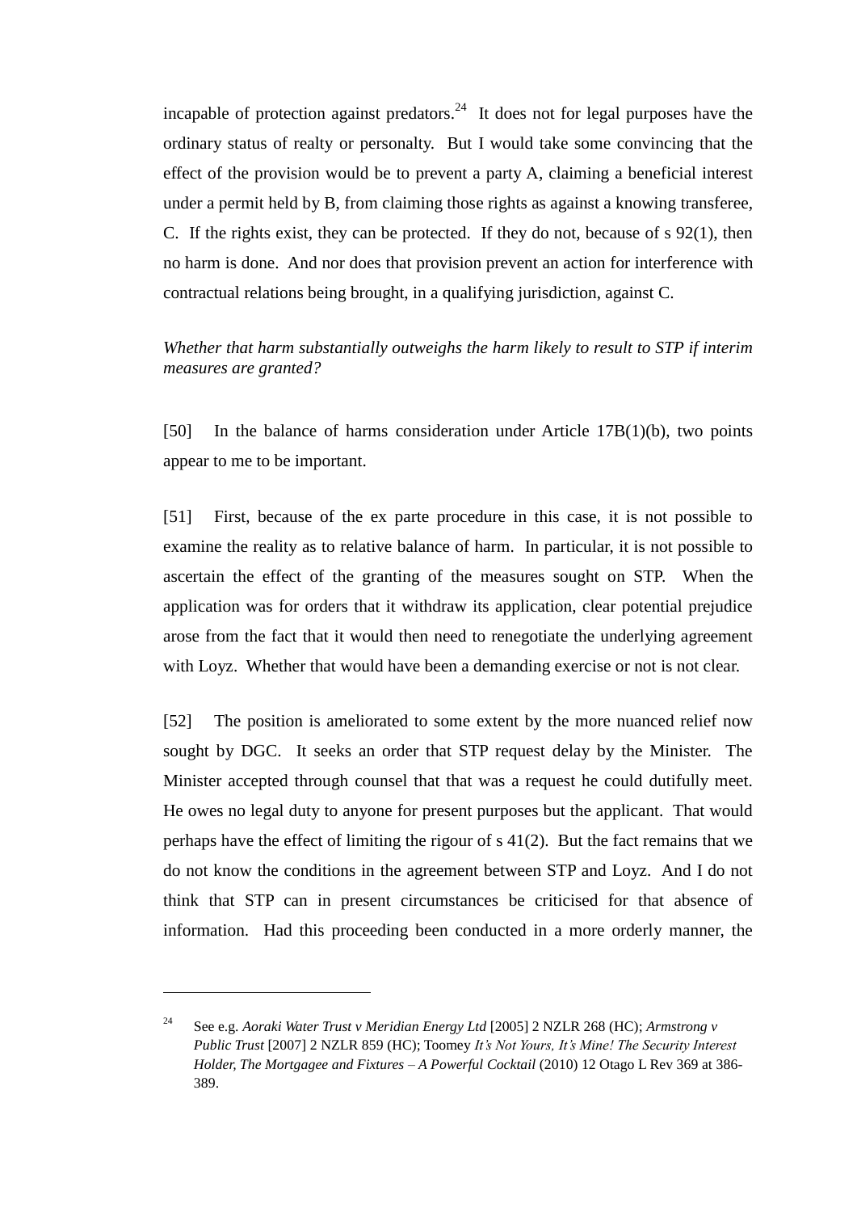incapable of protection against predators.[24] It does not for legal purposes have the ordinary status of realty or personalty. But I would take some convincing that the effect of the provision would be to prevent a party A, claiming a beneficial interest under a permit held by B, from claiming those rights as against a knowing transferee, C. If the rights exist, they can be protected. If they do not, because of s 92(1), then no harm is done. And nor does that provision prevent an action for interference with contractual relations being brought, in a qualifying jurisdiction, against C.

*Whether that harm substantially outweighs the harm likely to result to STP if interim measures are granted?*

[50] In the balance of harms consideration under Article 17B(1)(b), two points appear to me to be important.

[51] First, because of the ex parte procedure in this case, it is not possible to examine the reality as to relative balance of harm. In particular, it is not possible to ascertain the effect of the granting of the measures sought on STP. When the application was for orders that it withdraw its application, clear potential prejudice arose from the fact that it would then need to renegotiate the underlying agreement with Loyz. Whether that would have been a demanding exercise or not is not clear.

[52] The position is ameliorated to some extent by the more nuanced relief now sought by DGC. It seeks an order that STP request delay by the Minister. The Minister accepted through counsel that that was a request he could dutifully meet. He owes no legal duty to anyone for present purposes but the applicant. That would perhaps have the effect of limiting the rigour of s 41(2). But the fact remains that we do not know the conditions in the agreement between STP and Loyz. And I do not think that STP can in present circumstances be criticised for that absence of information. Had this proceeding been conducted in a more orderly manner, the

---

[24] See e.g. *Aoraki Water Trust v Meridian Energy Ltd* [2005] 2 NZLR 268 (HC); *Armstrong v Public Trust* [2007] 2 NZLR 859 (HC); Toomey *It's Not Yours, It's Mine! The Security Interest Holder, The Mortgagee and Fixtures – A Powerful Cocktail* (2010) 12 Otago L Rev 369 at 386-389.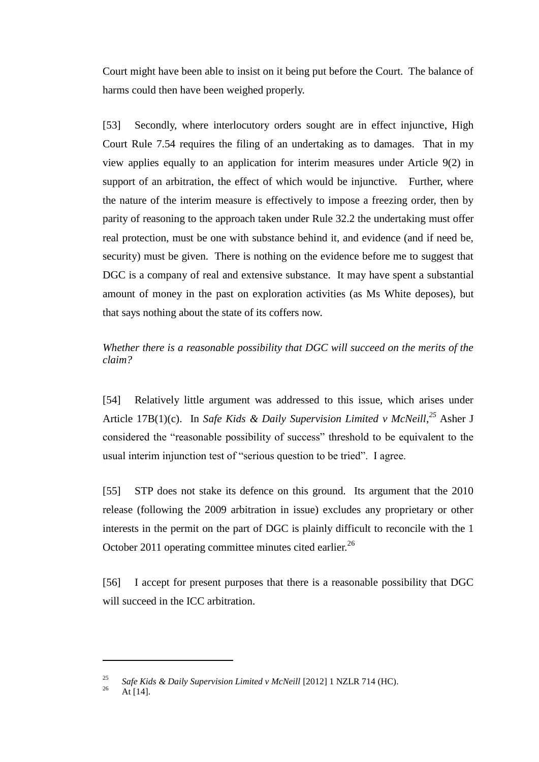Court might have been able to insist on it being put before the Court. The balance of harms could then have been weighed properly.

[53] Secondly, where interlocutory orders sought are in effect injunctive, High Court Rule 7.54 requires the filing of an undertaking as to damages. That in my view applies equally to an application for interim measures under Article 9(2) in support of an arbitration, the effect of which would be injunctive. Further, where the nature of the interim measure is effectively to impose a freezing order, then by parity of reasoning to the approach taken under Rule 32.2 the undertaking must offer real protection, must be one with substance behind it, and evidence (and if need be, security) must be given. There is nothing on the evidence before me to suggest that DGC is a company of real and extensive substance. It may have spent a substantial amount of money in the past on exploration activities (as Ms White deposes), but that says nothing about the state of its coffers now.

*Whether there is a reasonable possibility that DGC will succeed on the merits of the claim?*

[54] Relatively little argument was addressed to this issue, which arises under Article 17B(1)(c). In *Safe Kids & Daily Supervision Limited v McNeill*,[25] Asher J considered the "reasonable possibility of success" threshold to be equivalent to the usual interim injunction test of "serious question to be tried". I agree.

[55] STP does not stake its defence on this ground. Its argument that the 2010 release (following the 2009 arbitration in issue) excludes any proprietary or other interests in the permit on the part of DGC is plainly difficult to reconcile with the 1 October 2011 operating committee minutes cited earlier.[26]

[56] I accept for present purposes that there is a reasonable possibility that DGC will succeed in the ICC arbitration.

---

[25] *Safe Kids & Daily Supervision Limited v McNeill* [2012] 1 NZLR 714 (HC).

[26] At [14].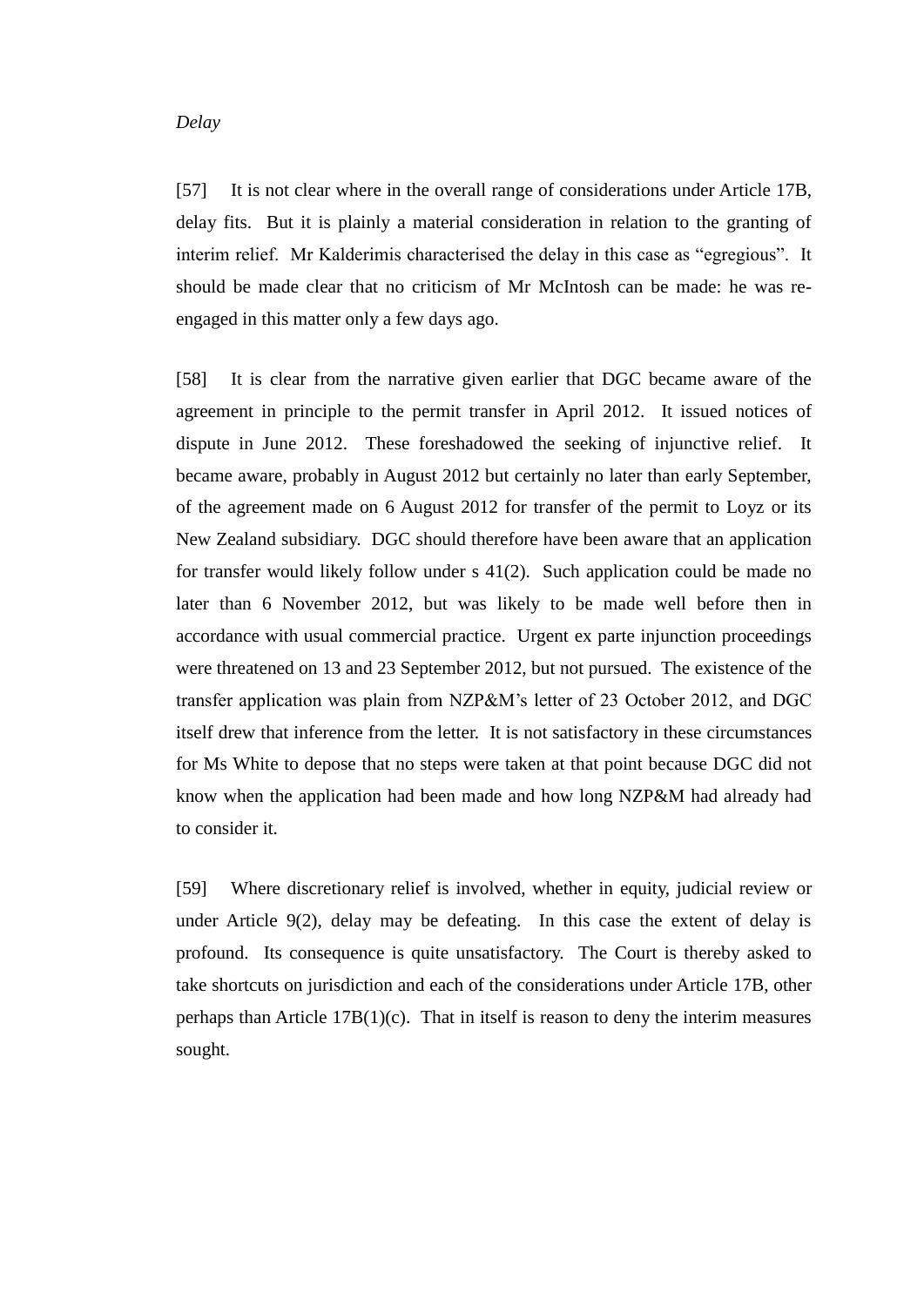*Delay*

[57] It is not clear where in the overall range of considerations under Article 17B, delay fits. But it is plainly a material consideration in relation to the granting of interim relief. Mr Kalderimis characterised the delay in this case as "egregious". It should be made clear that no criticism of Mr McIntosh can be made: he was re-engaged in this matter only a few days ago.

[58] It is clear from the narrative given earlier that DGC became aware of the agreement in principle to the permit transfer in April 2012. It issued notices of dispute in June 2012. These foreshadowed the seeking of injunctive relief. It became aware, probably in August 2012 but certainly no later than early September, of the agreement made on 6 August 2012 for transfer of the permit to Loyz or its New Zealand subsidiary. DGC should therefore have been aware that an application for transfer would likely follow under s 41(2). Such application could be made no later than 6 November 2012, but was likely to be made well before then in accordance with usual commercial practice. Urgent ex parte injunction proceedings were threatened on 13 and 23 September 2012, but not pursued. The existence of the transfer application was plain from NZP&M's letter of 23 October 2012, and DGC itself drew that inference from the letter. It is not satisfactory in these circumstances for Ms White to depose that no steps were taken at that point because DGC did not know when the application had been made and how long NZP&M had already had to consider it.

[59] Where discretionary relief is involved, whether in equity, judicial review or under Article 9(2), delay may be defeating. In this case the extent of delay is profound. Its consequence is quite unsatisfactory. The Court is thereby asked to take shortcuts on jurisdiction and each of the considerations under Article 17B, other perhaps than Article 17B(1)(c). That in itself is reason to deny the interim measures sought.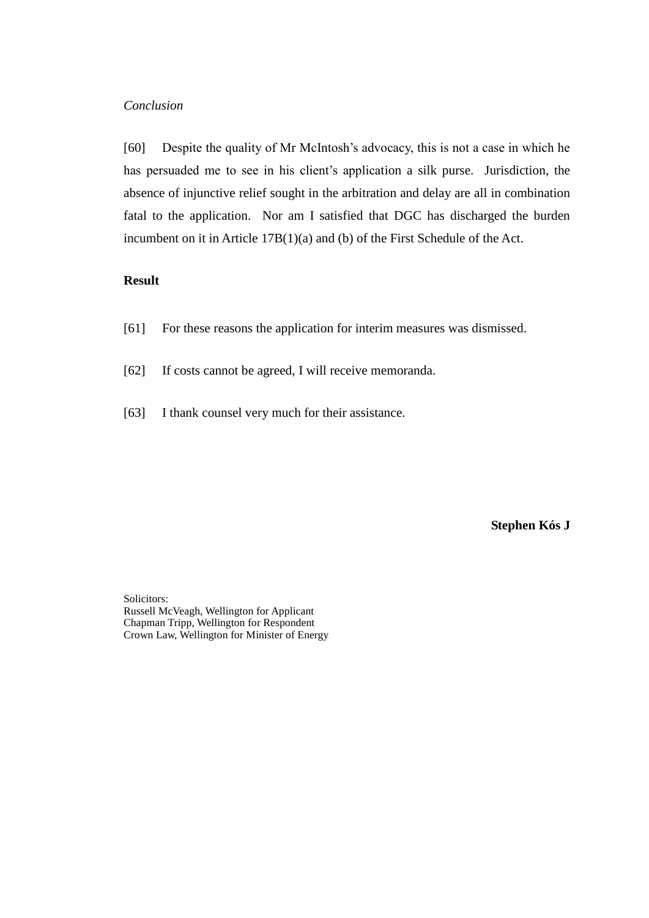*Conclusion*

[60] Despite the quality of Mr McIntosh's advocacy, this is not a case in which he has persuaded me to see in his client's application a silk purse. Jurisdiction, the absence of injunctive relief sought in the arbitration and delay are all in combination fatal to the application. Nor am I satisfied that DGC has discharged the burden incumbent on it in Article 17B(1)(a) and (b) of the First Schedule of the Act.

## Result

[61] For these reasons the application for interim measures was dismissed.

[62] If costs cannot be agreed, I will receive memoranda.

[63] I thank counsel very much for their assistance.

**Stephen Kós J**

Solicitors:
Russell McVeagh, Wellington for Applicant
Chapman Tripp, Wellington for Respondent
Crown Law, Wellington for Minister of Energy